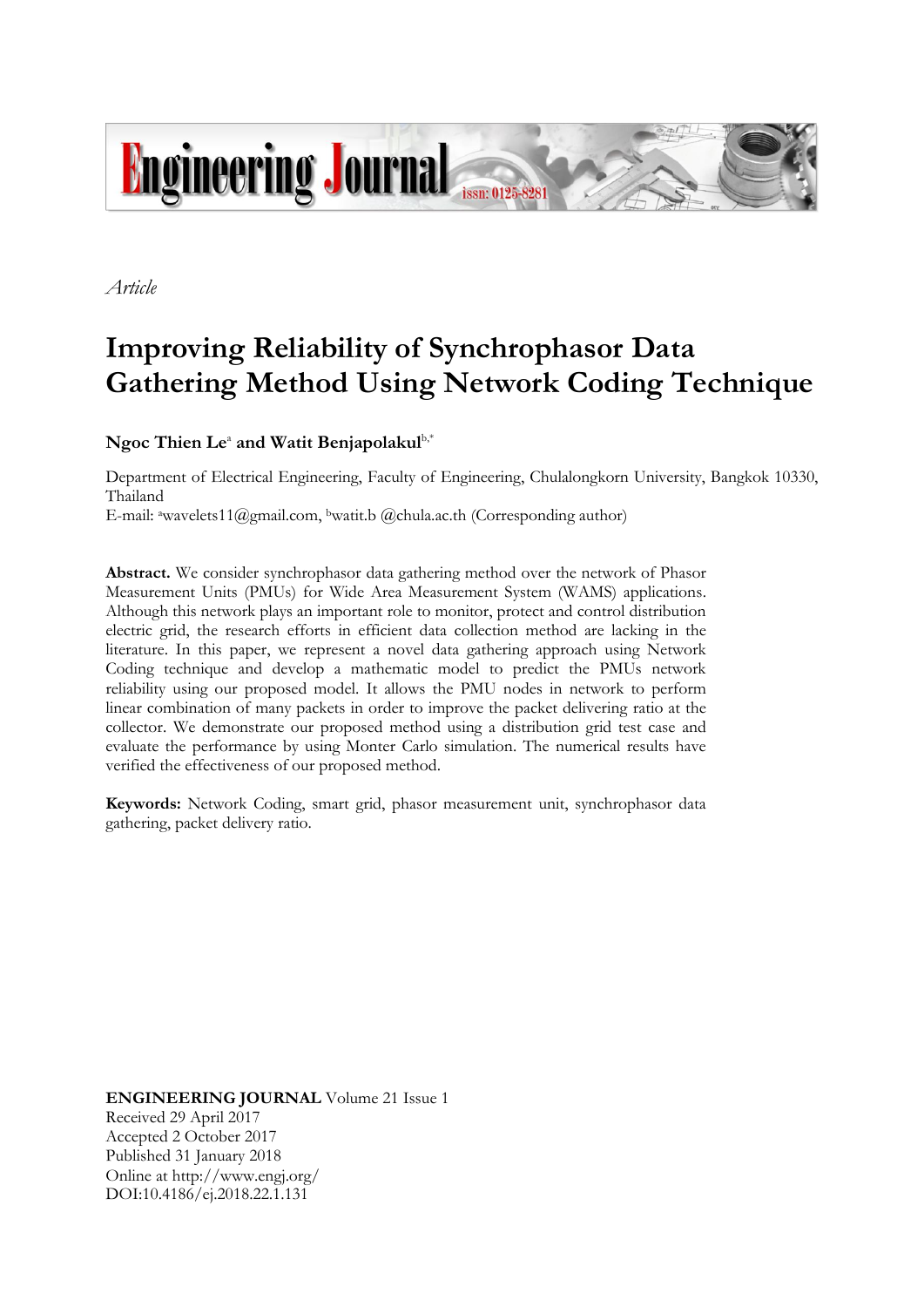*Article*

# Improving Reliability of Synchrophasor Data Gathering Method Using Network Coding Technique

**Ngoc Thien Le**[a] **and Watit Benjapolakul**[b,*]

Department of Electrical Engineering, Faculty of Engineering, Chulalongkorn University, Bangkok 10330, Thailand

E-mail: [a]wavelets11@gmail.com, [b]watit.b @chula.ac.th (Corresponding author)

**Abstract.** We consider synchrophasor data gathering method over the network of Phasor Measurement Units (PMUs) for Wide Area Measurement System (WAMS) applications. Although this network plays an important role to monitor, protect and control distribution electric grid, the research efforts in efficient data collection method are lacking in the literature. In this paper, we represent a novel data gathering approach using Network Coding technique and develop a mathematic model to predict the PMUs network reliability using our proposed model. It allows the PMU nodes in network to perform linear combination of many packets in order to improve the packet delivering ratio at the collector. We demonstrate our proposed method using a distribution grid test case and evaluate the performance by using Monter Carlo simulation. The numerical results have verified the effectiveness of our proposed method.

**Keywords:** Network Coding, smart grid, phasor measurement unit, synchrophasor data gathering, packet delivery ratio.

**ENGINEERING JOURNAL** Volume 21 Issue 1
Received 29 April 2017
Accepted 2 October 2017
Published 31 January 2018
Online at http://www.engj.org/
DOI:10.4186/ej.2018.22.1.131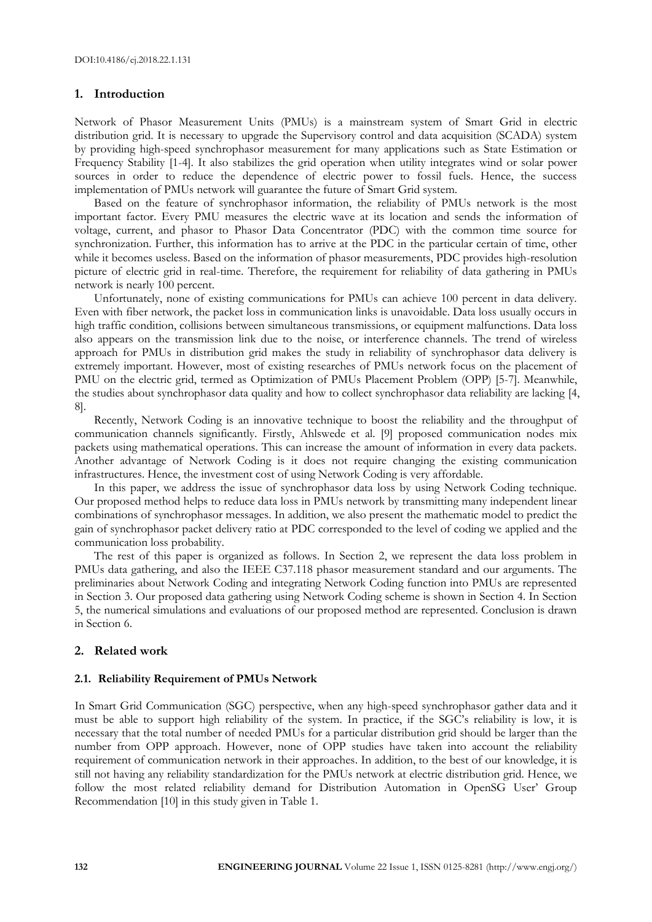## 1. Introduction

Network of Phasor Measurement Units (PMUs) is a mainstream system of Smart Grid in electric distribution grid. It is necessary to upgrade the Supervisory control and data acquisition (SCADA) system by providing high-speed synchrophasor measurement for many applications such as State Estimation or Frequency Stability [1-4]. It also stabilizes the grid operation when utility integrates wind or solar power sources in order to reduce the dependence of electric power to fossil fuels. Hence, the success implementation of PMUs network will guarantee the future of Smart Grid system.

Based on the feature of synchrophasor information, the reliability of PMUs network is the most important factor. Every PMU measures the electric wave at its location and sends the information of voltage, current, and phasor to Phasor Data Concentrator (PDC) with the common time source for synchronization. Further, this information has to arrive at the PDC in the particular certain of time, other while it becomes useless. Based on the information of phasor measurements, PDC provides high-resolution picture of electric grid in real-time. Therefore, the requirement for reliability of data gathering in PMUs network is nearly 100 percent.

Unfortunately, none of existing communications for PMUs can achieve 100 percent in data delivery. Even with fiber network, the packet loss in communication links is unavoidable. Data loss usually occurs in high traffic condition, collisions between simultaneous transmissions, or equipment malfunctions. Data loss also appears on the transmission link due to the noise, or interference channels. The trend of wireless approach for PMUs in distribution grid makes the study in reliability of synchrophasor data delivery is extremely important. However, most of existing researches of PMUs network focus on the placement of PMU on the electric grid, termed as Optimization of PMUs Placement Problem (OPP) [5-7]. Meanwhile, the studies about synchrophasor data quality and how to collect synchrophasor data reliability are lacking [4, 8].

Recently, Network Coding is an innovative technique to boost the reliability and the throughput of communication channels significantly. Firstly, Ahlswede et al. [9] proposed communication nodes mix packets using mathematical operations. This can increase the amount of information in every data packets. Another advantage of Network Coding is it does not require changing the existing communication infrastructures. Hence, the investment cost of using Network Coding is very affordable.

In this paper, we address the issue of synchrophasor data loss by using Network Coding technique. Our proposed method helps to reduce data loss in PMUs network by transmitting many independent linear combinations of synchrophasor messages. In addition, we also present the mathematic model to predict the gain of synchrophasor packet delivery ratio at PDC corresponded to the level of coding we applied and the communication loss probability.

The rest of this paper is organized as follows. In Section 2, we represent the data loss problem in PMUs data gathering, and also the IEEE C37.118 phasor measurement standard and our arguments. The preliminaries about Network Coding and integrating Network Coding function into PMUs are represented in Section 3. Our proposed data gathering using Network Coding scheme is shown in Section 4. In Section 5, the numerical simulations and evaluations of our proposed method are represented. Conclusion is drawn in Section 6.

## 2. Related work

### 2.1. Reliability Requirement of PMUs Network

In Smart Grid Communication (SGC) perspective, when any high-speed synchrophasor gather data and it must be able to support high reliability of the system. In practice, if the SGC's reliability is low, it is necessary that the total number of needed PMUs for a particular distribution grid should be larger than the number from OPP approach. However, none of OPP studies have taken into account the reliability requirement of communication network in their approaches. In addition, to the best of our knowledge, it is still not having any reliability standardization for the PMUs network at electric distribution grid. Hence, we follow the most related reliability demand for Distribution Automation in OpenSG User' Group Recommendation [10] in this study given in Table 1.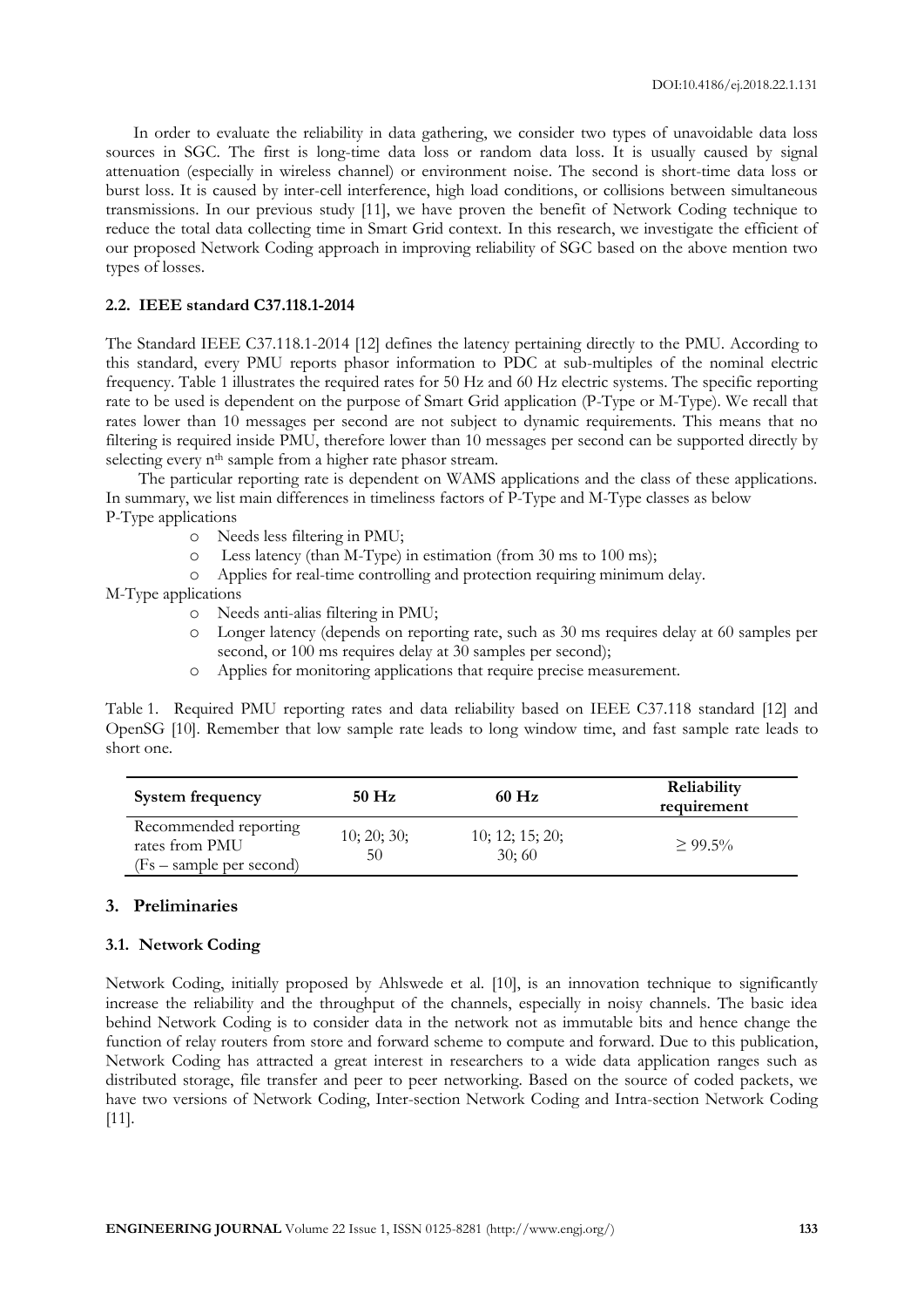In order to evaluate the reliability in data gathering, we consider two types of unavoidable data loss sources in SGC. The first is long-time data loss or random data loss. It is usually caused by signal attenuation (especially in wireless channel) or environment noise. The second is short-time data loss or burst loss. It is caused by inter-cell interference, high load conditions, or collisions between simultaneous transmissions. In our previous study [11], we have proven the benefit of Network Coding technique to reduce the total data collecting time in Smart Grid context. In this research, we investigate the efficient of our proposed Network Coding approach in improving reliability of SGC based on the above mention two types of losses.

### 2.2. IEEE standard C37.118.1-2014

The Standard IEEE C37.118.1-2014 [12] defines the latency pertaining directly to the PMU. According to this standard, every PMU reports phasor information to PDC at sub-multiples of the nominal electric frequency. Table 1 illustrates the required rates for 50 Hz and 60 Hz electric systems. The specific reporting rate to be used is dependent on the purpose of Smart Grid application (P-Type or M-Type). We recall that rates lower than 10 messages per second are not subject to dynamic requirements. This means that no filtering is required inside PMU, therefore lower than 10 messages per second can be supported directly by selecting every $n^{th}$ sample from a higher rate phasor stream.

The particular reporting rate is dependent on WAMS applications and the class of these applications. In summary, we list main differences in timeliness factors of P-Type and M-Type classes as below

P-Type applications

- Needs less filtering in PMU;
- Less latency (than M-Type) in estimation (from 30 ms to 100 ms);
- Applies for real-time controlling and protection requiring minimum delay.

M-Type applications

- Needs anti-alias filtering in PMU;
- Longer latency (depends on reporting rate, such as 30 ms requires delay at 60 samples per second, or 100 ms requires delay at 30 samples per second);
- Applies for monitoring applications that require precise measurement.

Table 1. Required PMU reporting rates and data reliability based on IEEE C37.118 standard [12] and OpenSG [10]. Remember that low sample rate leads to long window time, and fast sample rate leads to short one.

| System frequency | 50 Hz | 60 Hz | Reliability requirement |
|---|---|---|---|
| Recommended reporting rates from PMU (Fs – sample per second) | 10; 20; 30; 50 | 10; 12; 15; 20; 30; 60 | ≥ 99.5% |

## 3. Preliminaries

### 3.1. Network Coding

Network Coding, initially proposed by Ahlswede et al. [10], is an innovation technique to significantly increase the reliability and the throughput of the channels, especially in noisy channels. The basic idea behind Network Coding is to consider data in the network not as immutable bits and hence change the function of relay routers from store and forward scheme to compute and forward. Due to this publication, Network Coding has attracted a great interest in researchers to a wide data application ranges such as distributed storage, file transfer and peer to peer networking. Based on the source of coded packets, we have two versions of Network Coding, Inter-section Network Coding and Intra-section Network Coding [11].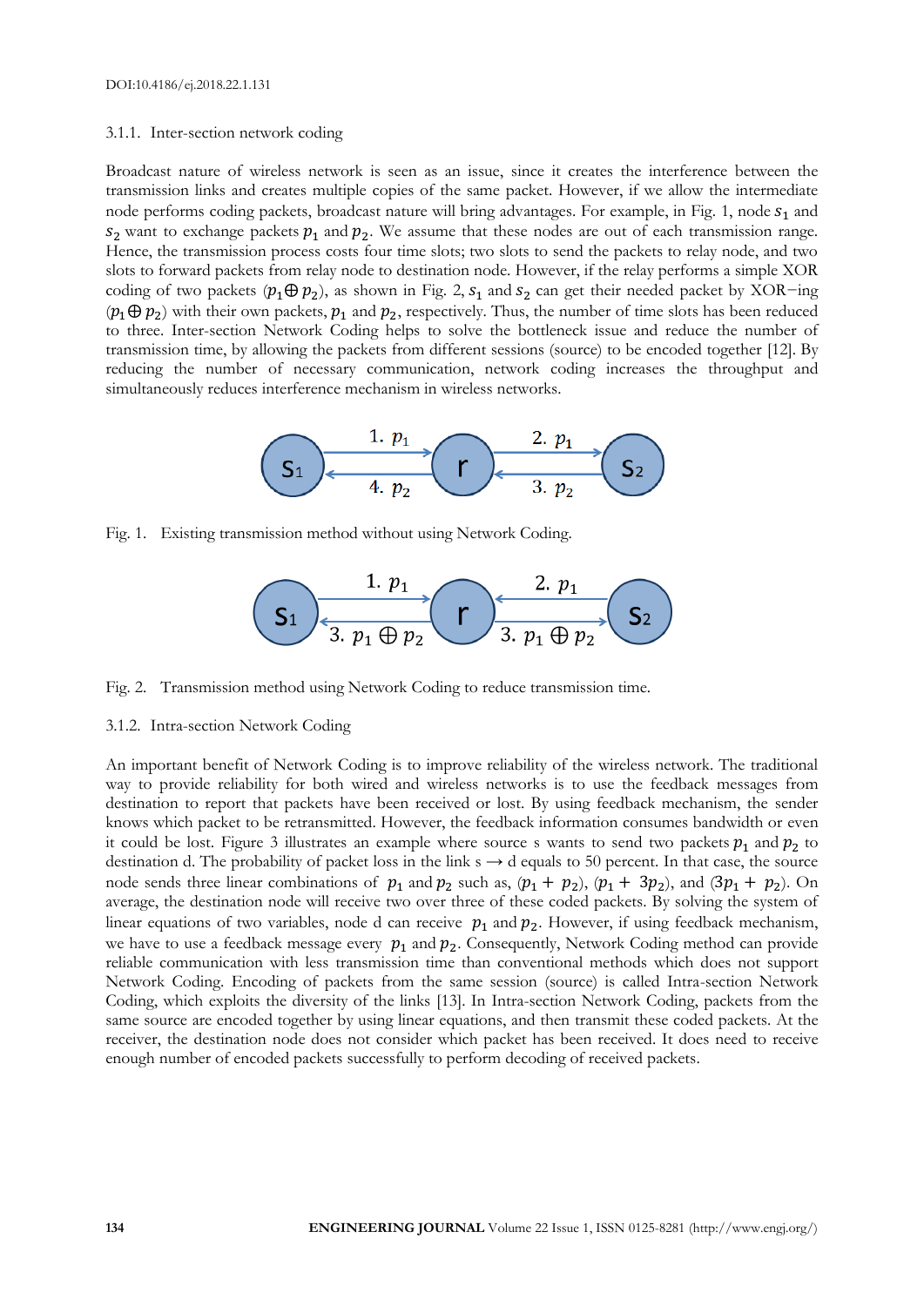### 3.1.1. Inter-section network coding

Broadcast nature of wireless network is seen as an issue, since it creates the interference between the transmission links and creates multiple copies of the same packet. However, if we allow the intermediate node performs coding packets, broadcast nature will bring advantages. For example, in Fig. 1, node $s_1$ and $s_2$ want to exchange packets $p_1$ and $p_2$. We assume that these nodes are out of each transmission range. Hence, the transmission process costs four time slots; two slots to send the packets to relay node, and two slots to forward packets from relay node to destination node. However, if the relay performs a simple XOR coding of two packets ($p_1 \oplus p_2$), as shown in Fig. 2, $s_1$ and $s_2$ can get their needed packet by XOR−ing ($p_1 \oplus p_2$) with their own packets, $p_1$ and $p_2$, respectively. Thus, the number of time slots has been reduced to three. Inter-section Network Coding helps to solve the bottleneck issue and reduce the number of transmission time, by allowing the packets from different sessions (source) to be encoded together [12]. By reducing the number of necessary communication, network coding increases the throughput and simultaneously reduces interference mechanism in wireless networks.

Fig. 1. Existing transmission method without using Network Coding.

Fig. 2. Transmission method using Network Coding to reduce transmission time.

### 3.1.2. Intra-section Network Coding

An important benefit of Network Coding is to improve reliability of the wireless network. The traditional way to provide reliability for both wired and wireless networks is to use the feedback messages from destination to report that packets have been received or lost. By using feedback mechanism, the sender knows which packet to be retransmitted. However, the feedback information consumes bandwidth or even it could be lost. Figure 3 illustrates an example where source s wants to send two packets $p_1$ and $p_2$ to destination d. The probability of packet loss in the link s → d equals to 50 percent. In that case, the source node sends three linear combinations of $p_1$ and $p_2$ such as, $(p_1 + p_2)$, $(p_1 + 3p_2)$, and $(3p_1 + p_2)$. On average, the destination node will receive two over three of these coded packets. By solving the system of linear equations of two variables, node d can receive $p_1$ and $p_2$. However, if using feedback mechanism, we have to use a feedback message every $p_1$ and $p_2$. Consequently, Network Coding method can provide reliable communication with less transmission time than conventional methods which does not support Network Coding. Encoding of packets from the same session (source) is called Intra-section Network Coding, which exploits the diversity of the links [13]. In Intra-section Network Coding, packets from the same source are encoded together by using linear equations, and then transmit these coded packets. At the receiver, the destination node does not consider which packet has been received. It does need to receive enough number of encoded packets successfully to perform decoding of received packets.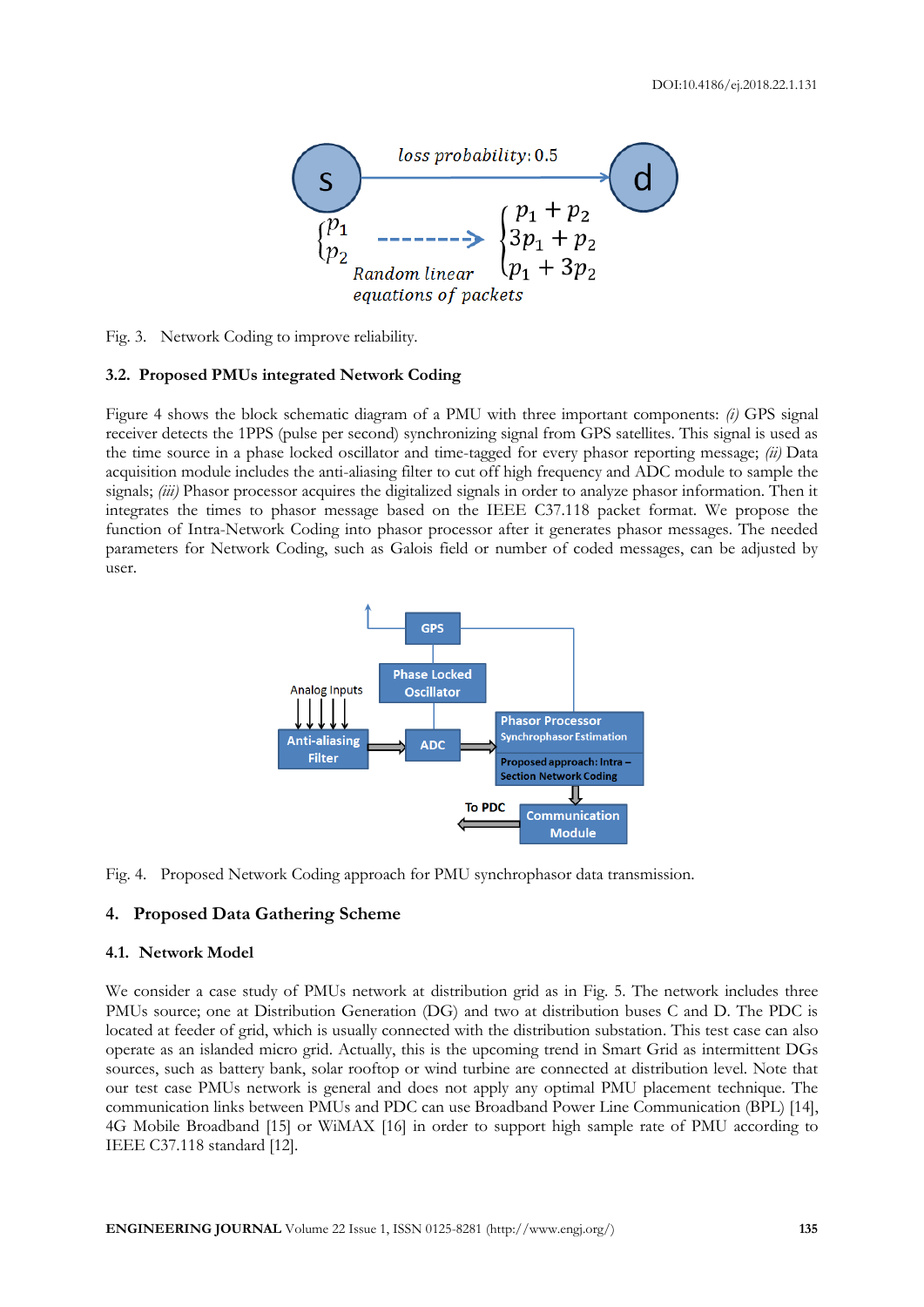Fig. 3. Network Coding to improve reliability.

### 3.2. Proposed PMUs integrated Network Coding

Figure 4 shows the block schematic diagram of a PMU with three important components: *(i)* GPS signal receiver detects the 1PPS (pulse per second) synchronizing signal from GPS satellites. This signal is used as the time source in a phase locked oscillator and time-tagged for every phasor reporting message; *(ii)* Data acquisition module includes the anti-aliasing filter to cut off high frequency and ADC module to sample the signals; *(iii)* Phasor processor acquires the digitalized signals in order to analyze phasor information. Then it integrates the times to phasor message based on the IEEE C37.118 packet format. We propose the function of Intra-Network Coding into phasor processor after it generates phasor messages. The needed parameters for Network Coding, such as Galois field or number of coded messages, can be adjusted by user.

Fig. 4. Proposed Network Coding approach for PMU synchrophasor data transmission.

## 4. Proposed Data Gathering Scheme

### 4.1. Network Model

We consider a case study of PMUs network at distribution grid as in Fig. 5. The network includes three PMUs source; one at Distribution Generation (DG) and two at distribution buses C and D. The PDC is located at feeder of grid, which is usually connected with the distribution substation. This test case can also operate as an islanded micro grid. Actually, this is the upcoming trend in Smart Grid as intermittent DGs sources, such as battery bank, solar rooftop or wind turbine are connected at distribution level. Note that our test case PMUs network is general and does not apply any optimal PMU placement technique. The communication links between PMUs and PDC can use Broadband Power Line Communication (BPL) [14], 4G Mobile Broadband [15] or WiMAX [16] in order to support high sample rate of PMU according to IEEE C37.118 standard [12].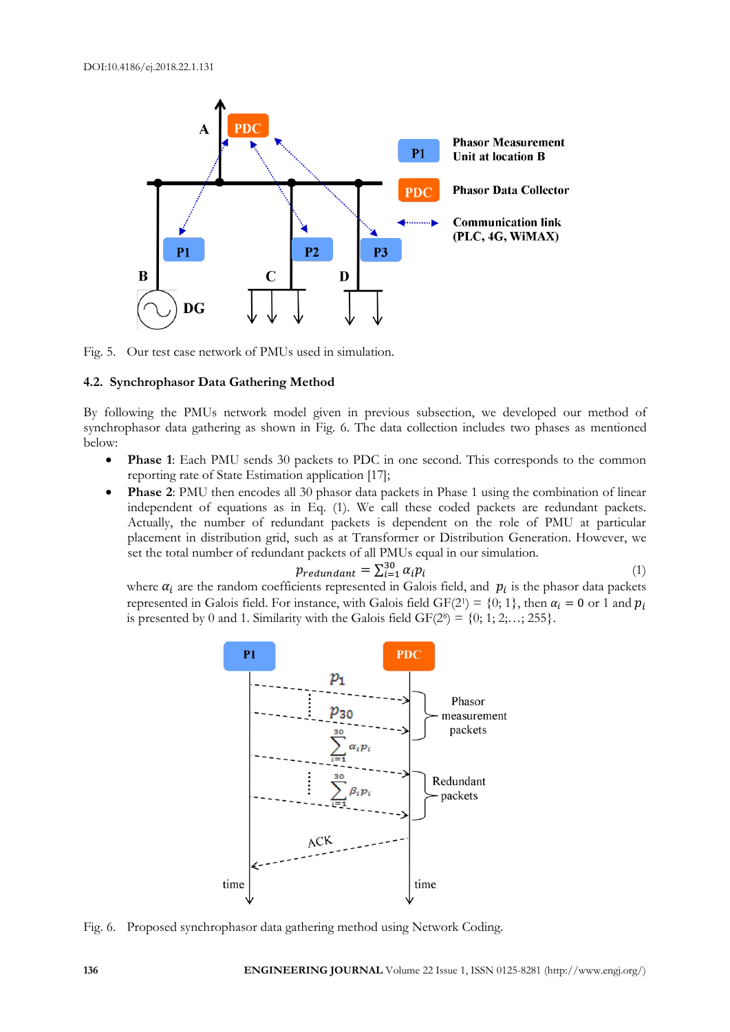Fig. 5. Our test case network of PMUs used in simulation.

### 4.2. Synchrophasor Data Gathering Method

By following the PMUs network model given in previous subsection, we developed our method of synchrophasor data gathering as shown in Fig. 6. The data collection includes two phases as mentioned below:

- **Phase 1**: Each PMU sends 30 packets to PDC in one second. This corresponds to the common reporting rate of State Estimation application [17];
- **Phase 2**: PMU then encodes all 30 phasor data packets in Phase 1 using the combination of linear independent of equations as in Eq. (1). We call these coded packets are redundant packets. Actually, the number of redundant packets is dependent on the role of PMU at particular placement in distribution grid, such as at Transformer or Distribution Generation. However, we set the total number of redundant packets of all PMUs equal in our simulation.

$$p_{redundant} = \sum_{i=1}^{30} \alpha_i p_i \tag{1}$$

where $\alpha_i$ are the random coefficients represented in Galois field, and $p_i$ is the phasor data packets represented in Galois field. For instance, with Galois field GF($2^1$) = {0; 1}, then $\alpha_i = 0$ or 1 and $p_i$ is presented by 0 and 1. Similarity with the Galois field GF($2^8$) = {0; 1; 2;…; 255}.

Fig. 6. Proposed synchrophasor data gathering method using Network Coding.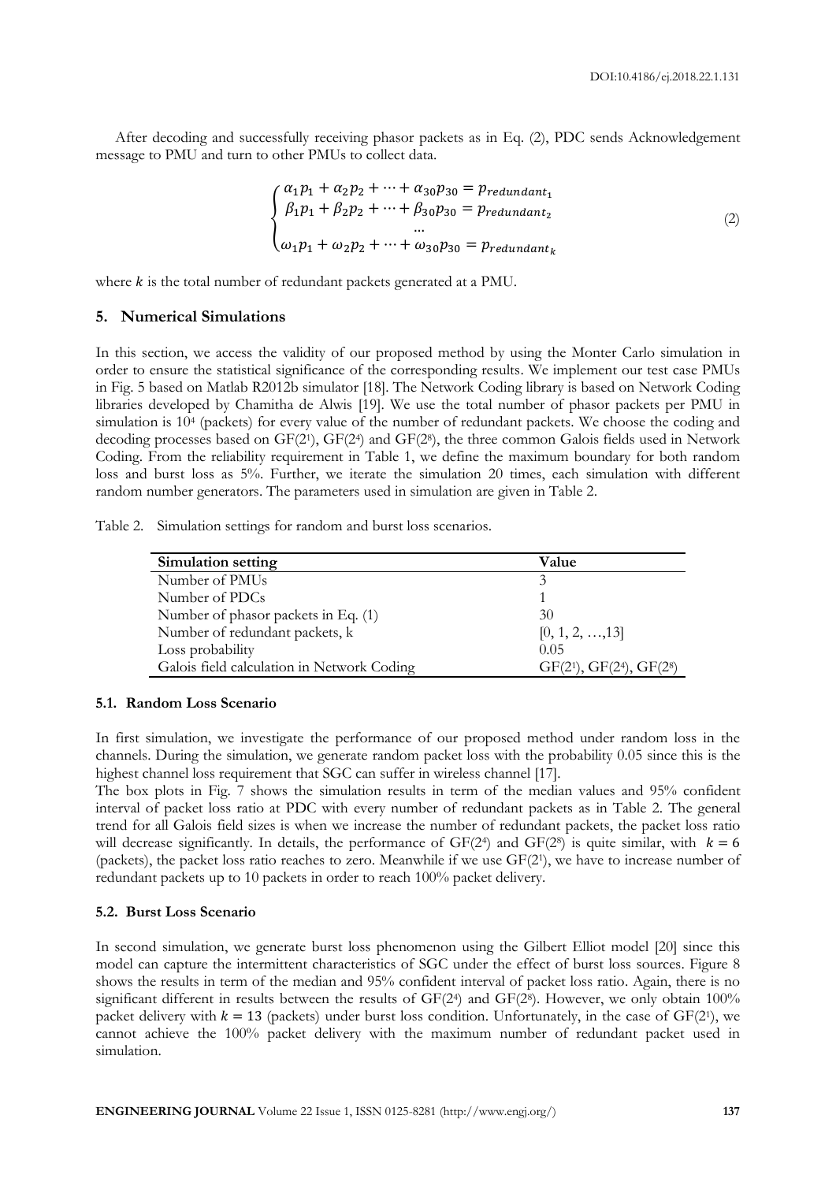After decoding and successfully receiving phasor packets as in Eq. (2), PDC sends Acknowledgement message to PMU and turn to other PMUs to collect data.

$$\begin{cases} \alpha_1 p_1 + \alpha_2 p_2 + \cdots + \alpha_{30} p_{30} = p_{redundant_1} \\ \beta_1 p_1 + \beta_2 p_2 + \cdots + \beta_{30} p_{30} = p_{redundant_2} \\ \quad \quad \quad \quad \quad \quad \quad \cdots \\ \omega_1 p_1 + \omega_2 p_2 + \cdots + \omega_{30} p_{30} = p_{redundant_k} \end{cases} \tag{2}$$

where $k$ is the total number of redundant packets generated at a PMU.

## 5. Numerical Simulations

In this section, we access the validity of our proposed method by using the Monter Carlo simulation in order to ensure the statistical significance of the corresponding results. We implement our test case PMUs in Fig. 5 based on Matlab R2012b simulator [18]. The Network Coding library is based on Network Coding libraries developed by Chamitha de Alwis [19]. We use the total number of phasor packets per PMU in simulation is $10^4$ (packets) for every value of the number of redundant packets. We choose the coding and decoding processes based on $GF(2^1)$, $GF(2^4)$ and $GF(2^8)$, the three common Galois fields used in Network Coding. From the reliability requirement in Table 1, we define the maximum boundary for both random loss and burst loss as 5%. Further, we iterate the simulation 20 times, each simulation with different random number generators. The parameters used in simulation are given in Table 2.

Table 2. Simulation settings for random and burst loss scenarios.

| Simulation setting | Value |
|---|---|
| Number of PMUs | 3 |
| Number of PDCs | 1 |
| Number of phasor packets in Eq. (1) | 30 |
| Number of redundant packets, k | [0, 1, 2, …,13] |
| Loss probability | 0.05 |
| Galois field calculation in Network Coding | $GF(2^1)$, $GF(2^4)$, $GF(2^8)$ |

### 5.1. Random Loss Scenario

In first simulation, we investigate the performance of our proposed method under random loss in the channels. During the simulation, we generate random packet loss with the probability 0.05 since this is the highest channel loss requirement that SGC can suffer in wireless channel [17].

The box plots in Fig. 7 shows the simulation results in term of the median values and 95% confident interval of packet loss ratio at PDC with every number of redundant packets as in Table 2. The general trend for all Galois field sizes is when we increase the number of redundant packets, the packet loss ratio will decrease significantly. In details, the performance of $GF(2^4)$ and $GF(2^8)$ is quite similar, with $k = 6$ (packets), the packet loss ratio reaches to zero. Meanwhile if we use $GF(2^1)$, we have to increase number of redundant packets up to 10 packets in order to reach 100% packet delivery.

### 5.2. Burst Loss Scenario

In second simulation, we generate burst loss phenomenon using the Gilbert Elliot model [20] since this model can capture the intermittent characteristics of SGC under the effect of burst loss sources. Figure 8 shows the results in term of the median and 95% confident interval of packet loss ratio. Again, there is no significant different in results between the results of $GF(2^4)$ and $GF(2^8)$. However, we only obtain 100% packet delivery with $k = 13$ (packets) under burst loss condition. Unfortunately, in the case of $GF(2^1)$, we cannot achieve the 100% packet delivery with the maximum number of redundant packet used in simulation.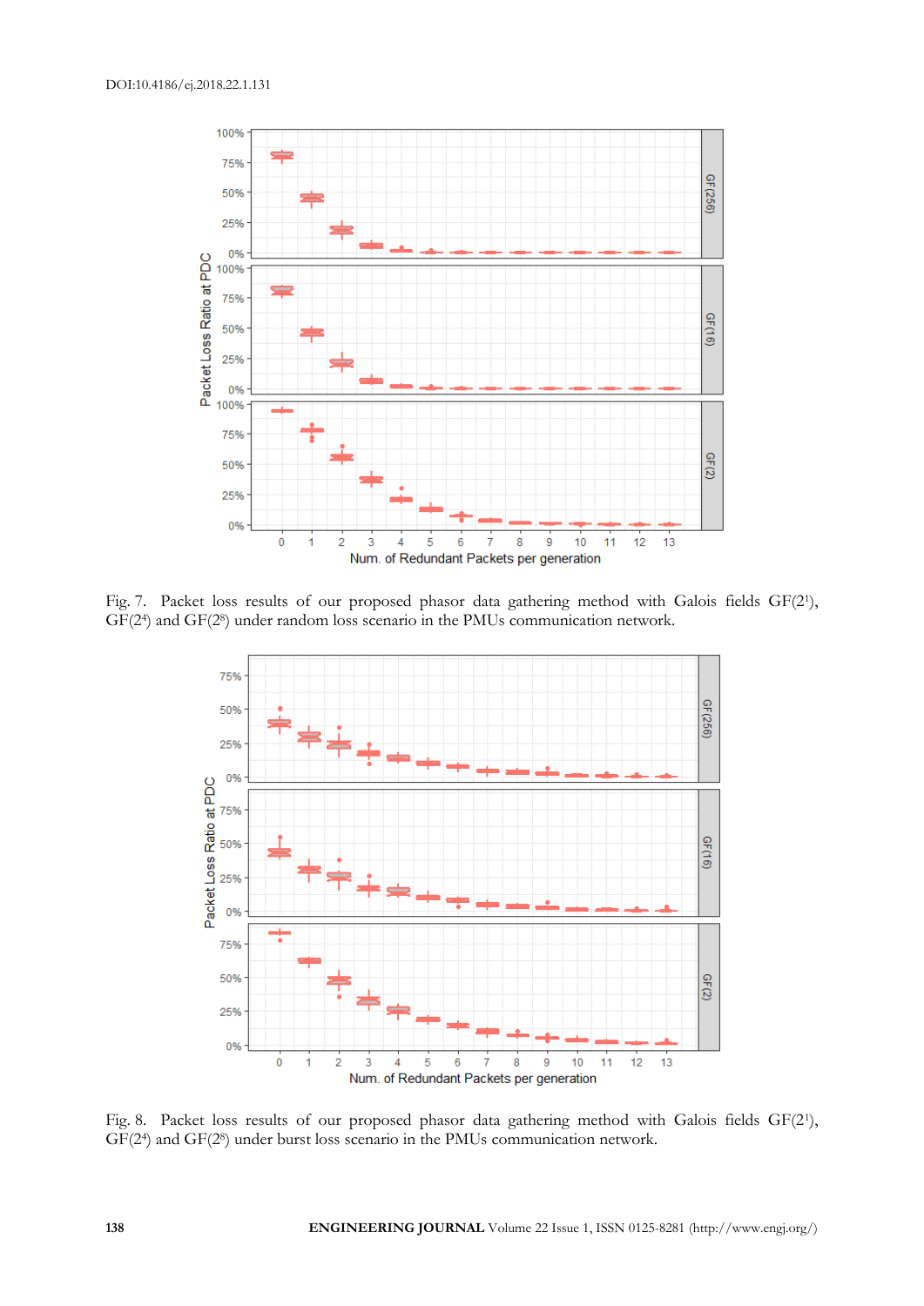Fig. 7. Packet loss results of our proposed phasor data gathering method with Galois fields GF($2^1$), GF($2^4$) and GF($2^8$) under random loss scenario in the PMUs communication network.

Fig. 8. Packet loss results of our proposed phasor data gathering method with Galois fields GF($2^1$), GF($2^4$) and GF($2^8$) under burst loss scenario in the PMUs communication network.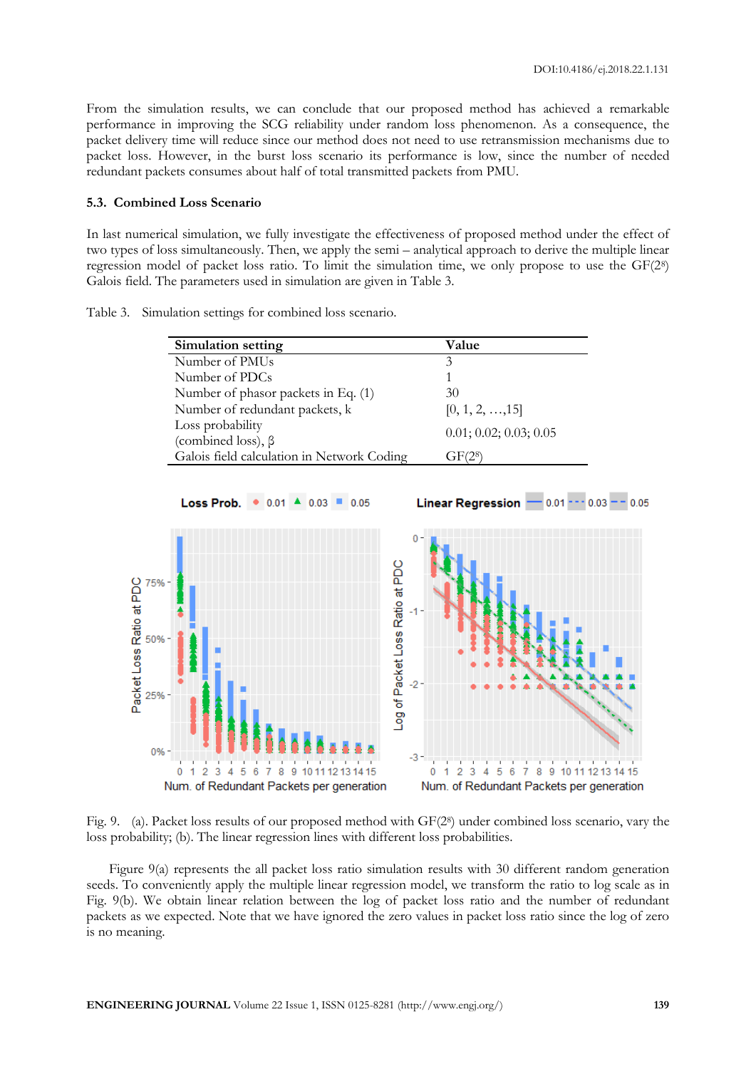From the simulation results, we can conclude that our proposed method has achieved a remarkable performance in improving the SCG reliability under random loss phenomenon. As a consequence, the packet delivery time will reduce since our method does not need to use retransmission mechanisms due to packet loss. However, in the burst loss scenario its performance is low, since the number of needed redundant packets consumes about half of total transmitted packets from PMU.

### 5.3. Combined Loss Scenario

In last numerical simulation, we fully investigate the effectiveness of proposed method under the effect of two types of loss simultaneously. Then, we apply the semi – analytical approach to derive the multiple linear regression model of packet loss ratio. To limit the simulation time, we only propose to use the GF($2^8$) Galois field. The parameters used in simulation are given in Table 3.

Table 3. Simulation settings for combined loss scenario.

| Simulation setting | Value |
|---|---|
| Number of PMUs | 3 |
| Number of PDCs | 1 |
| Number of phasor packets in Eq. (1) | 30 |
| Number of redundant packets, k | [0, 1, 2, …,15] |
| Loss probability (combined loss), β | 0.01; 0.02; 0.03; 0.05 |
| Galois field calculation in Network Coding | GF($2^8$) |

Fig. 9. (a). Packet loss results of our proposed method with GF($2^8$) under combined loss scenario, vary the loss probability; (b). The linear regression lines with different loss probabilities.

Figure 9(a) represents the all packet loss ratio simulation results with 30 different random generation seeds. To conveniently apply the multiple linear regression model, we transform the ratio to log scale as in Fig. 9(b). We obtain linear relation between the log of packet loss ratio and the number of redundant packets as we expected. Note that we have ignored the zero values in packet loss ratio since the log of zero is no meaning.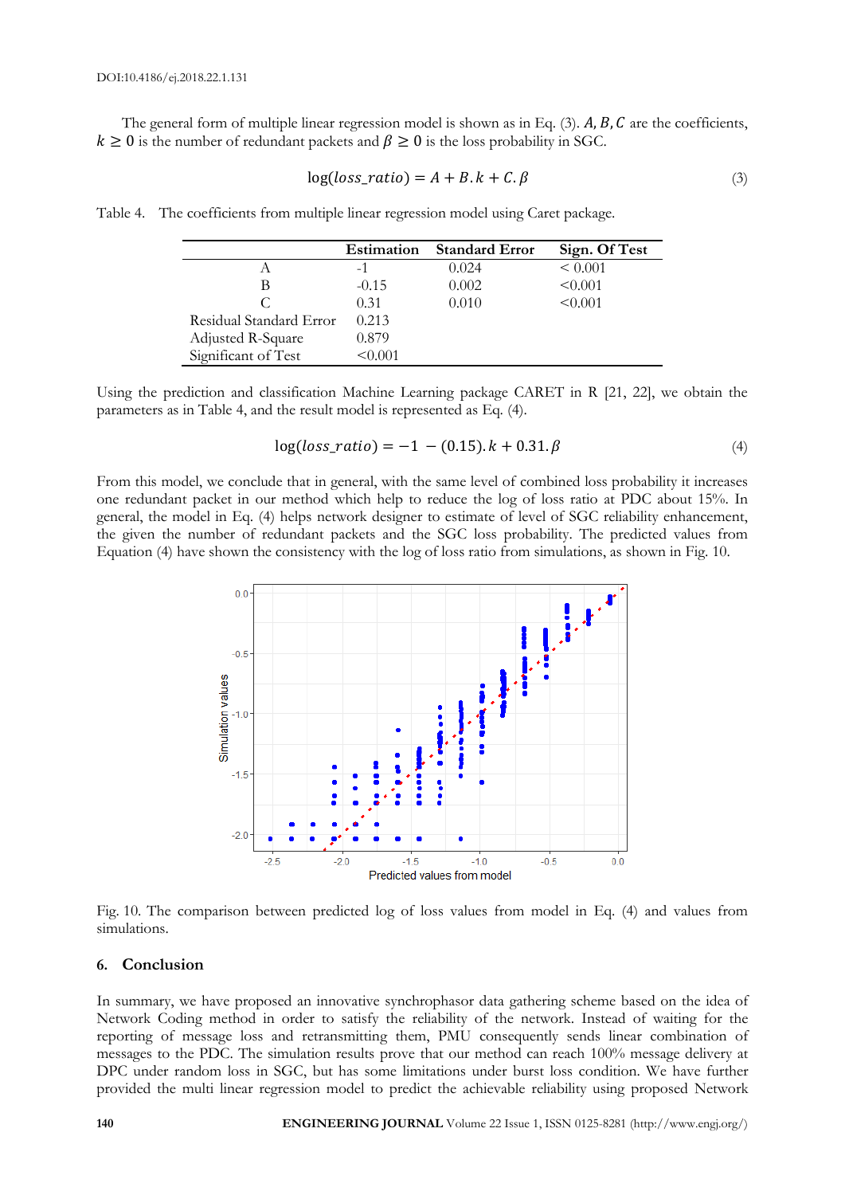The general form of multiple linear regression model is shown as in Eq. (3). $A, B, C$ are the coefficients, $k \geq 0$ is the number of redundant packets and $\beta \geq 0$ is the loss probability in SGC.

$$\log(loss\_ratio) = A + B.k + C.\beta \tag{3}$$

Table 4. The coefficients from multiple linear regression model using Caret package.

| | Estimation | Standard Error | Sign. Of Test |
|---|---|---|---|
| A | -1 | 0.024 | < 0.001 |
| B | -0.15 | 0.002 | <0.001 |
| C | 0.31 | 0.010 | <0.001 |
| Residual Standard Error | 0.213 | | |
| Adjusted R-Square | 0.879 | | |
| Significant of Test | <0.001 | | |

Using the prediction and classification Machine Learning package CARET in R [21, 22], we obtain the parameters as in Table 4, and the result model is represented as Eq. (4).

$$\log(loss\_ratio) = -1 - (0.15).k + 0.31.\beta \tag{4}$$

From this model, we conclude that in general, with the same level of combined loss probability it increases one redundant packet in our method which help to reduce the log of loss ratio at PDC about 15%. In general, the model in Eq. (4) helps network designer to estimate of level of SGC reliability enhancement, the given the number of redundant packets and the SGC loss probability. The predicted values from Equation (4) have shown the consistency with the log of loss ratio from simulations, as shown in Fig. 10.

Fig. 10. The comparison between predicted log of loss values from model in Eq. (4) and values from simulations.

## 6. Conclusion

In summary, we have proposed an innovative synchrophasor data gathering scheme based on the idea of Network Coding method in order to satisfy the reliability of the network. Instead of waiting for the reporting of message loss and retransmitting them, PMU consequently sends linear combination of messages to the PDC. The simulation results prove that our method can reach 100% message delivery at DPC under random loss in SGC, but has some limitations under burst loss condition. We have further provided the multi linear regression model to predict the achievable reliability using proposed Network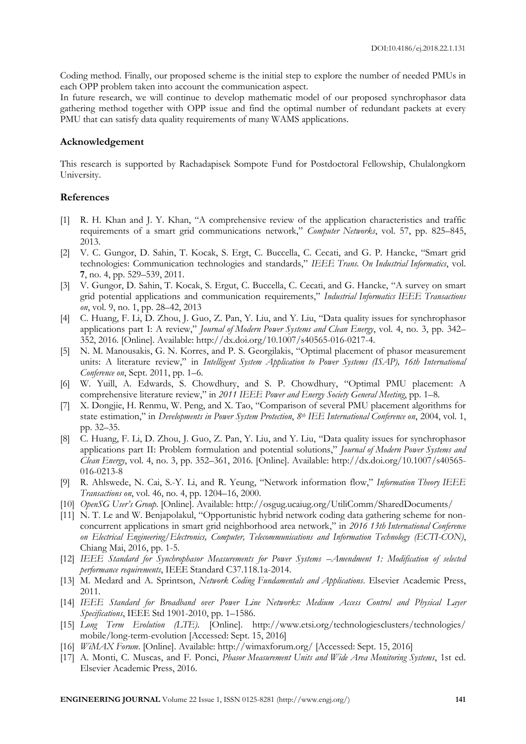Coding method. Finally, our proposed scheme is the initial step to explore the number of needed PMUs in each OPP problem taken into account the communication aspect.

In future research, we will continue to develop mathematic model of our proposed synchrophasor data gathering method together with OPP issue and find the optimal number of redundant packets at every PMU that can satisfy data quality requirements of many WAMS applications.

### Acknowledgement

This research is supported by Rachadapisek Sompote Fund for Postdoctoral Fellowship, Chulalongkorn University.

### References

[1] R. H. Khan and J. Y. Khan, "A comprehensive review of the application characteristics and traffic requirements of a smart grid communications network," *Computer Networks*, vol. 57, pp. 825–845, 2013.

[2] V. C. Gungor, D. Sahin, T. Kocak, S. Ergt, C. Buccella, C. Cecati, and G. P. Hancke, "Smart grid technologies: Communication technologies and standards," *IEEE Trans. On Industrial Informatics*, vol. **7**, no. 4, pp. 529–539, 2011.

[3] V. Gungor, D. Sahin, T. Kocak, S. Ergut, C. Buccella, C. Cecati, and G. Hancke, "A survey on smart grid potential applications and communication requirements," *Industrial Informatics IEEE Transactions on*, vol. 9, no. 1, pp. 28–42, 2013

[4] C. Huang, F. Li, D. Zhou, J. Guo, Z. Pan, Y. Liu, and Y. Liu, "Data quality issues for synchrophasor applications part I: A review," *Journal of Modern Power Systems and Clean Energy*, vol. 4, no. 3, pp. 342–352, 2016. [Online]. Available: http://dx.doi.org/10.1007/s40565-016-0217-4.

[5] N. M. Manousakis, G. N. Korres, and P. S. Georgilakis, "Optimal placement of phasor measurement units: A literature review," in *Intelligent System Application to Power Systems (ISAP), 16th International Conference on*, Sept. 2011, pp. 1–6.

[6] W. Yuill, A. Edwards, S. Chowdhury, and S. P. Chowdhury, "Optimal PMU placement: A comprehensive literature review," in *2011 IEEE Power and Energy Society General Meeting*, pp. 1–8.

[7] X. Dongjie, H. Renmu, W. Peng, and X. Tao, "Comparison of several PMU placement algorithms for state estimation," in *Developments in Power System Protection, 8th IEE International Conference on*, 2004, vol. 1, pp. 32–35.

[8] C. Huang, F. Li, D. Zhou, J. Guo, Z. Pan, Y. Liu, and Y. Liu, "Data quality issues for synchrophasor applications part II: Problem formulation and potential solutions," *Journal of Modern Power Systems and Clean Energy*, vol. 4, no. 3, pp. 352–361, 2016. [Online]. Available: http://dx.doi.org/10.1007/s40565-016-0213-8

[9] R. Ahlswede, N. Cai, S.-Y. Li, and R. Yeung, "Network information flow," *Information Theory IEEE Transactions on*, vol. 46, no. 4, pp. 1204–16, 2000.

[10] *OpenSG User's Group*. [Online]. Available: http://osgug.ucaiug.org/UtiliComm/SharedDocuments/

[11] N. T. Le and W. Benjapolakul, "Opportunistic hybrid network coding data gathering scheme for non-concurrent applications in smart grid neighborhood area network," in *2016 13th International Conference on Electrical Engineering/Electronics, Computer, Telecommunications and Information Technology (ECTI-CON)*, Chiang Mai, 2016, pp. 1-5.

[12] *IEEE Standard for Synchrophasor Measurements for Power Systems –Amendment 1: Modification of selected performance requirements*, IEEE Standard C37.118.1a-2014.

[13] M. Medard and A. Sprintson, *Network Coding Fundamentals and Applications*. Elsevier Academic Press, 2011.

[14] *IEEE Standard for Broadband over Power Line Networks: Medium Access Control and Physical Layer Specifications*, IEEE Std 1901-2010, pp. 1–1586.

[15] *Long Term Evolution (LTE)*. [Online]. http://www.etsi.org/technologiesclusters/technologies/mobile/long-term-evolution [Accessed: Sept. 15, 2016]

[16] *WiMAX Forum*. [Online]. Available: http://wimaxforum.org/ [Accessed: Sept. 15, 2016]

[17] A. Monti, C. Muscas, and F. Ponci, *Phasor Measurement Units and Wide Area Monitoring Systems*, 1st ed. Elsevier Academic Press, 2016.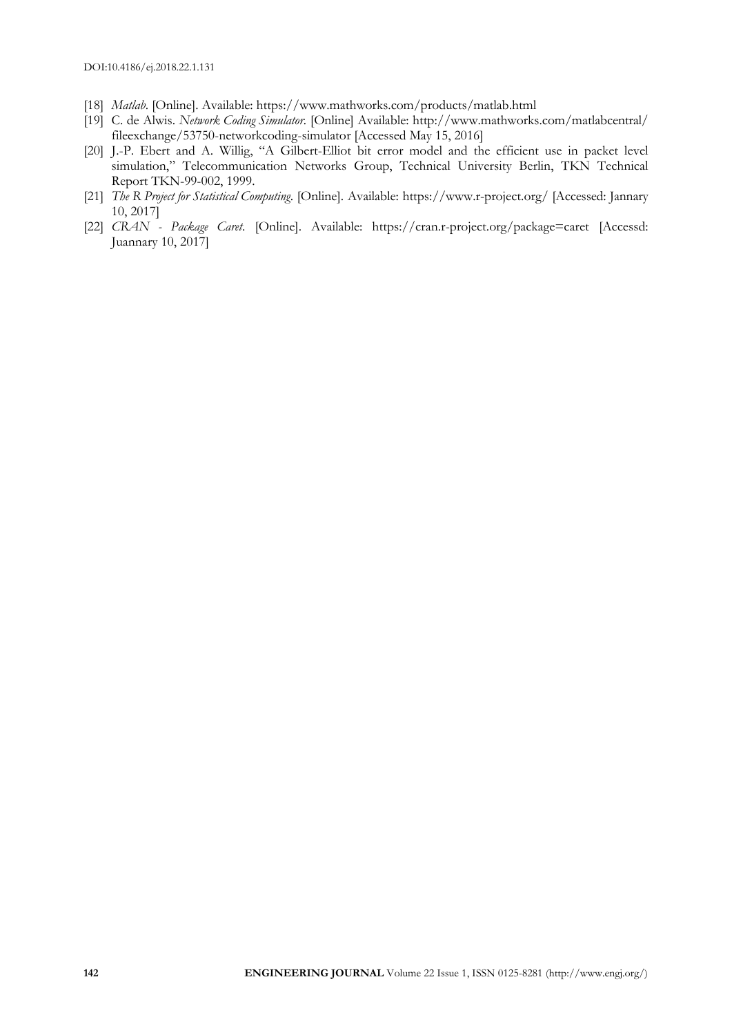[18] *Matlab*. [Online]. Available: https://www.mathworks.com/products/matlab.html

[19] C. de Alwis. *Network Coding Simulator*. [Online] Available: http://www.mathworks.com/matlabcentral/fileexchange/53750-networkcoding-simulator [Accessed May 15, 2016]

[20] J.-P. Ebert and A. Willig, "A Gilbert-Elliot bit error model and the efficient use in packet level simulation," Telecommunication Networks Group, Technical University Berlin, TKN Technical Report TKN-99-002, 1999.

[21] *The R Project for Statistical Computing*. [Online]. Available: https://www.r-project.org/ [Accessed: Jannary 10, 2017]

[22] *CRAN - Package Caret*. [Online]. Available: https://cran.r-project.org/package=caret [Accessd: Juannary 10, 2017]